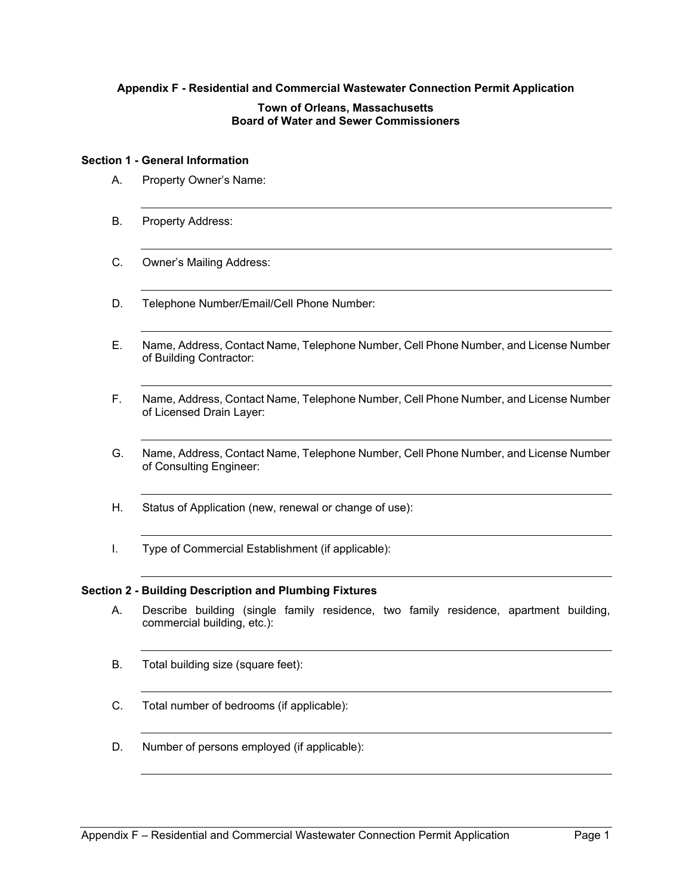# Appendix F - Residential and Commercial Wastewater Connection Permit Application

## Town of Orleans, Massachusetts
## Board of Water and Sewer Commissioners

### Section 1 - General Information

A. Property Owner's Name:

______________________________________________

B. Property Address:

______________________________________________

C. Owner's Mailing Address:

______________________________________________

D. Telephone Number/Email/Cell Phone Number:

______________________________________________

E. Name, Address, Contact Name, Telephone Number, Cell Phone Number, and License Number of Building Contractor:

______________________________________________

F. Name, Address, Contact Name, Telephone Number, Cell Phone Number, and License Number of Licensed Drain Layer:

______________________________________________

G. Name, Address, Contact Name, Telephone Number, Cell Phone Number, and License Number of Consulting Engineer:

______________________________________________

H. Status of Application (new, renewal or change of use):

______________________________________________

I. Type of Commercial Establishment (if applicable):

______________________________________________

### Section 2 - Building Description and Plumbing Fixtures

A. Describe building (single family residence, two family residence, apartment building, commercial building, etc.):

______________________________________________

B. Total building size (square feet):

______________________________________________

C. Total number of bedrooms (if applicable):

______________________________________________

D. Number of persons employed (if applicable):

______________________________________________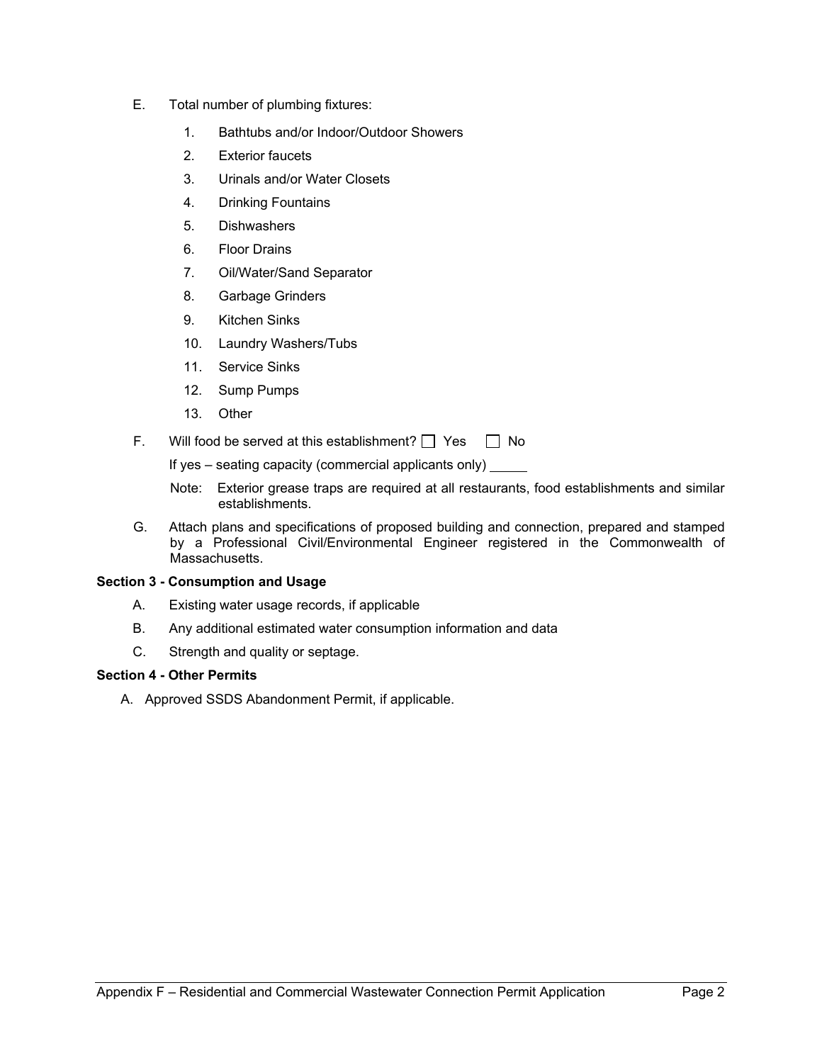E. Total number of plumbing fixtures:

1. Bathtubs and/or Indoor/Outdoor Showers
2. Exterior faucets
3. Urinals and/or Water Closets
4. Drinking Fountains
5. Dishwashers
6. Floor Drains
7. Oil/Water/Sand Separator
8. Garbage Grinders
9. Kitchen Sinks
10. Laundry Washers/Tubs
11. Service Sinks
12. Sump Pumps
13. Other

F. Will food be served at this establishment? ☐ Yes ☐ No

If yes – seating capacity (commercial applicants only) _____

Note: Exterior grease traps are required at all restaurants, food establishments and similar establishments.

G. Attach plans and specifications of proposed building and connection, prepared and stamped by a Professional Civil/Environmental Engineer registered in the Commonwealth of Massachusetts.

**Section 3 - Consumption and Usage**

A. Existing water usage records, if applicable

B. Any additional estimated water consumption information and data

C. Strength and quality or septage.

**Section 4 - Other Permits**

A. Approved SSDS Abandonment Permit, if applicable.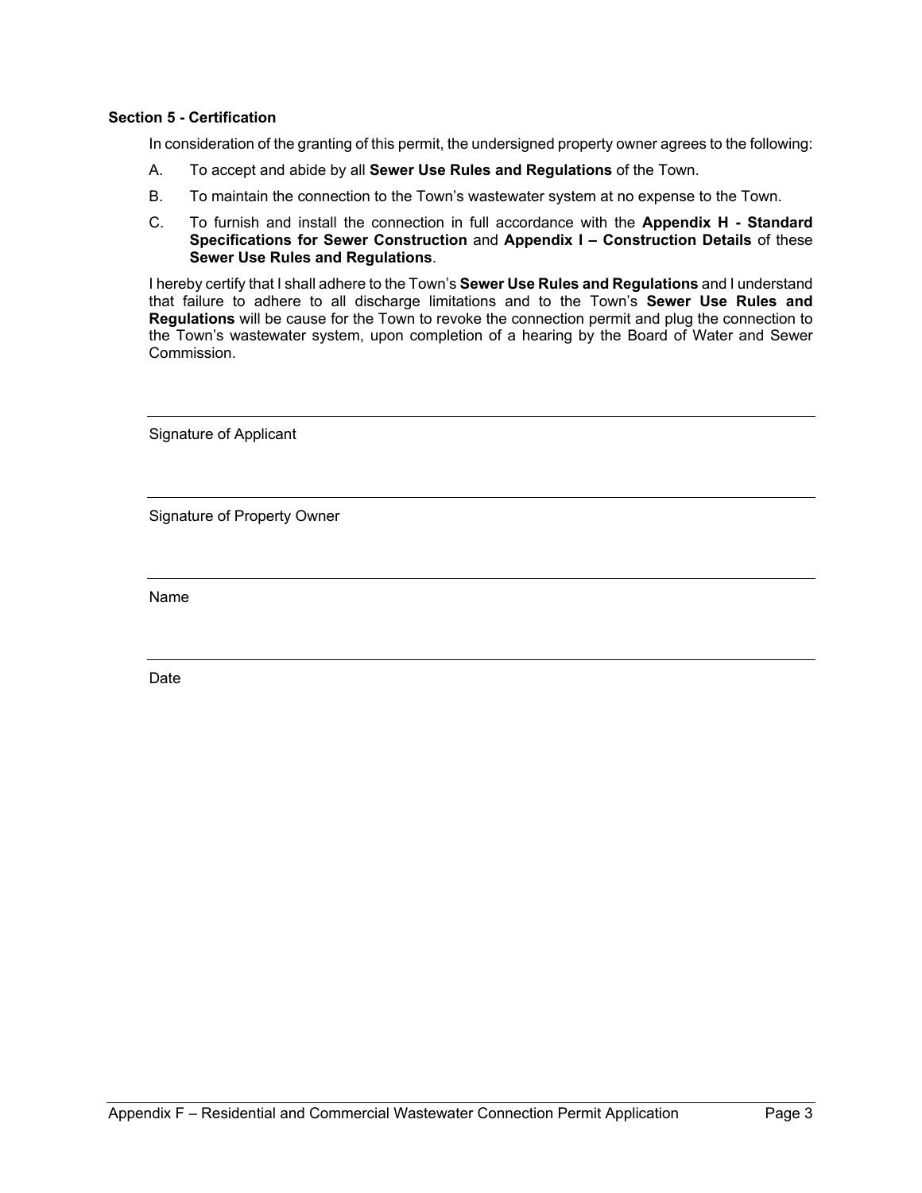**Section 5 - Certification**

In consideration of the granting of this permit, the undersigned property owner agrees to the following:

A. To accept and abide by all **Sewer Use Rules and Regulations** of the Town.

B. To maintain the connection to the Town's wastewater system at no expense to the Town.

C. To furnish and install the connection in full accordance with the **Appendix H - Standard Specifications for Sewer Construction** and **Appendix I – Construction Details** of these **Sewer Use Rules and Regulations**.

I hereby certify that I shall adhere to the Town's **Sewer Use Rules and Regulations** and I understand that failure to adhere to all discharge limitations and to the Town's **Sewer Use Rules and Regulations** will be cause for the Town to revoke the connection permit and plug the connection to the Town's wastewater system, upon completion of a hearing by the Board of Water and Sewer Commission.

\_\_\_\_\_\_\_\_\_\_\_\_\_\_\_\_\_\_\_\_\_\_\_\_\_\_\_\_\_\_\_\_\_\_\_\_\_\_\_\_

Signature of Applicant

\_\_\_\_\_\_\_\_\_\_\_\_\_\_\_\_\_\_\_\_\_\_\_\_\_\_\_\_\_\_\_\_\_\_\_\_\_\_\_\_

Signature of Property Owner

\_\_\_\_\_\_\_\_\_\_\_\_\_\_\_\_\_\_\_\_\_\_\_\_\_\_\_\_\_\_\_\_\_\_\_\_\_\_\_\_

Name

\_\_\_\_\_\_\_\_\_\_\_\_\_\_\_\_\_\_\_\_\_\_\_\_\_\_\_\_\_\_\_\_\_\_\_\_\_\_\_\_

Date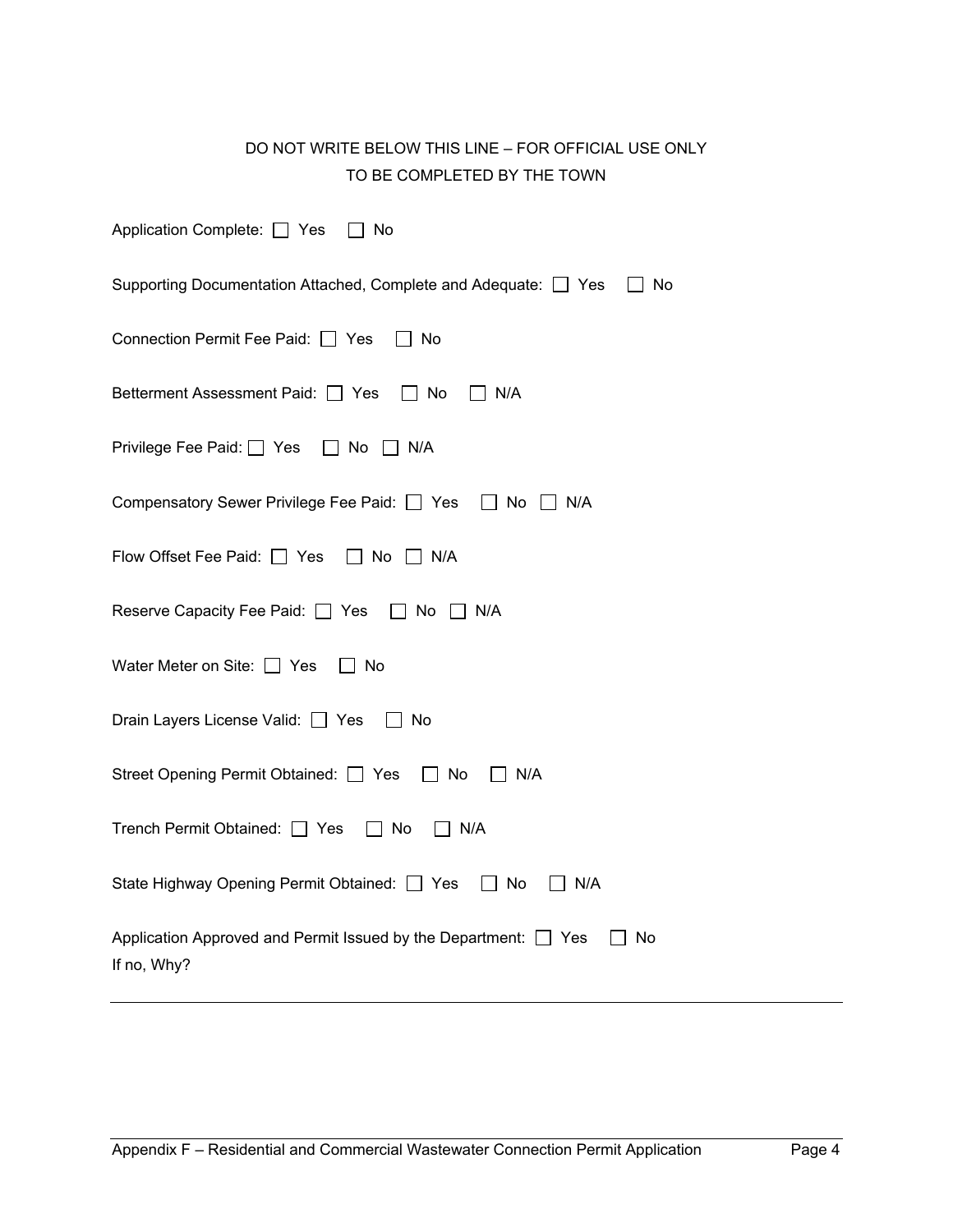DO NOT WRITE BELOW THIS LINE – FOR OFFICIAL USE ONLY
TO BE COMPLETED BY THE TOWN

Application Complete: ☐ Yes ☐ No

Supporting Documentation Attached, Complete and Adequate: ☐ Yes ☐ No

Connection Permit Fee Paid: ☐ Yes ☐ No

Betterment Assessment Paid: ☐ Yes ☐ No ☐ N/A

Privilege Fee Paid: ☐ Yes ☐ No ☐ N/A

Compensatory Sewer Privilege Fee Paid: ☐ Yes ☐ No ☐ N/A

Flow Offset Fee Paid: ☐ Yes ☐ No ☐ N/A

Reserve Capacity Fee Paid: ☐ Yes ☐ No ☐ N/A

Water Meter on Site: ☐ Yes ☐ No

Drain Layers License Valid: ☐ Yes ☐ No

Street Opening Permit Obtained: ☐ Yes ☐ No ☐ N/A

Trench Permit Obtained: ☐ Yes ☐ No ☐ N/A

State Highway Opening Permit Obtained: ☐ Yes ☐ No ☐ N/A

Application Approved and Permit Issued by the Department: ☐ Yes ☐ No
If no, Why?

_______________________________________________________________________________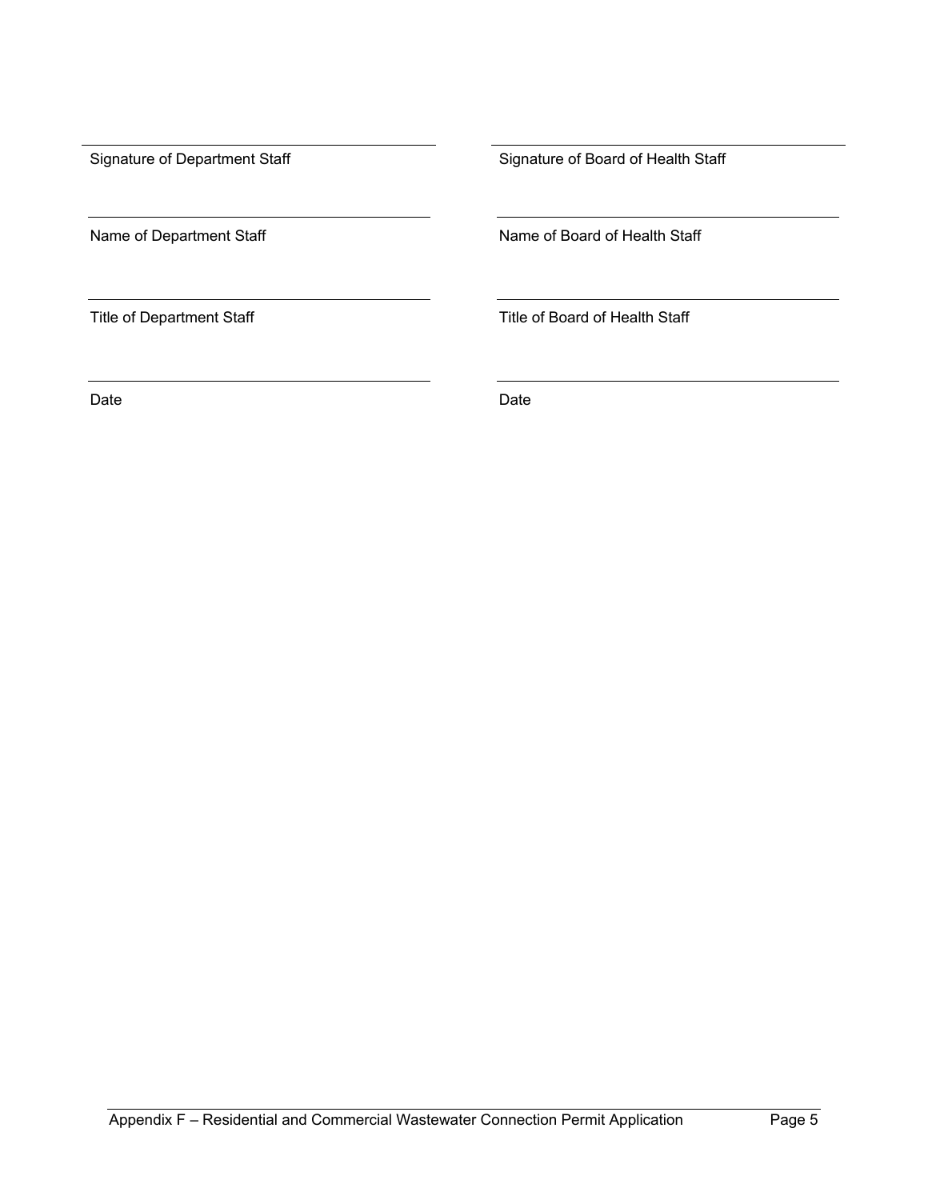Signature of Department Staff

Name of Department Staff

Title of Department Staff

Date

Signature of Board of Health Staff

Name of Board of Health Staff

Title of Board of Health Staff

Date